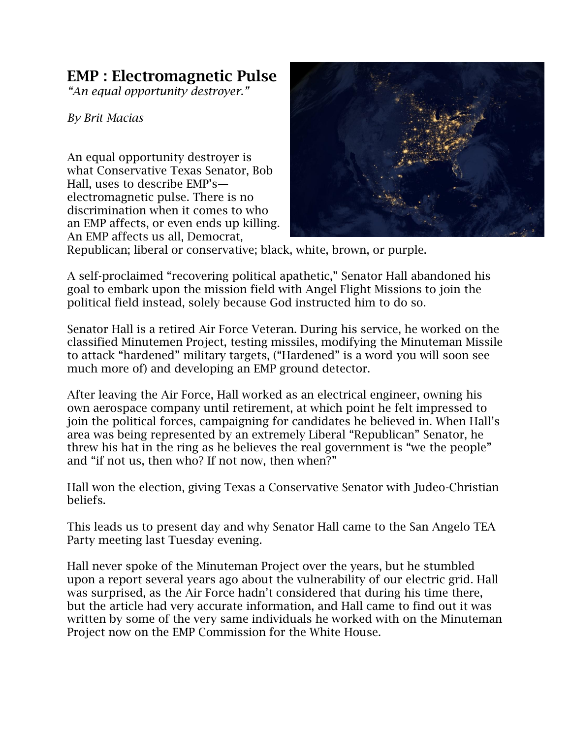# EMP : Electromagnetic Pulse

*"An equal opportunity destroyer."*

*By Brit Macias*

An equal opportunity destroyer is what Conservative Texas Senator, Bob Hall, uses to describe EMP's—electromagnetic pulse. There is no discrimination when it comes to who an EMP affects, or even ends up killing. An EMP affects us all, Democrat, Republican; liberal or conservative; black, white, brown, or purple.

A self-proclaimed "recovering political apathetic," Senator Hall abandoned his goal to embark upon the mission field with Angel Flight Missions to join the political field instead, solely because God instructed him to do so.

Senator Hall is a retired Air Force Veteran. During his service, he worked on the classified Minutemen Project, testing missiles, modifying the Minuteman Missile to attack "hardened" military targets, ("Hardened" is a word you will soon see much more of) and developing an EMP ground detector.

After leaving the Air Force, Hall worked as an electrical engineer, owning his own aerospace company until retirement, at which point he felt impressed to join the political forces, campaigning for candidates he believed in. When Hall's area was being represented by an extremely Liberal "Republican" Senator, he threw his hat in the ring as he believes the real government is "we the people" and "if not us, then who? If not now, then when?"

Hall won the election, giving Texas a Conservative Senator with Judeo-Christian beliefs.

This leads us to present day and why Senator Hall came to the San Angelo TEA Party meeting last Tuesday evening.

Hall never spoke of the Minuteman Project over the years, but he stumbled upon a report several years ago about the vulnerability of our electric grid. Hall was surprised, as the Air Force hadn't considered that during his time there, but the article had very accurate information, and Hall came to find out it was written by some of the very same individuals he worked with on the Minuteman Project now on the EMP Commission for the White House.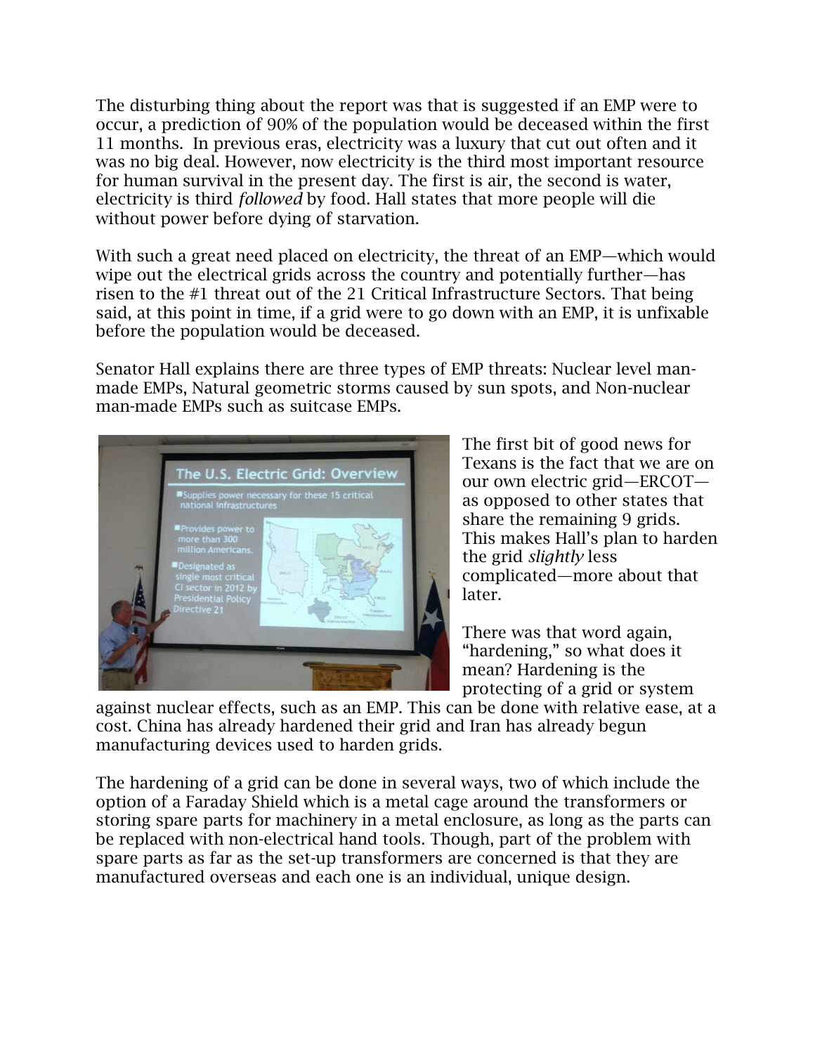The disturbing thing about the report was that is suggested if an EMP were to occur, a prediction of 90% of the population would be deceased within the first 11 months. In previous eras, electricity was a luxury that cut out often and it was no big deal. However, now electricity is the third most important resource for human survival in the present day. The first is air, the second is water, electricity is third *followed* by food. Hall states that more people will die without power before dying of starvation.

With such a great need placed on electricity, the threat of an EMP—which would wipe out the electrical grids across the country and potentially further—has risen to the #1 threat out of the 21 Critical Infrastructure Sectors. That being said, at this point in time, if a grid were to go down with an EMP, it is unfixable before the population would be deceased.

Senator Hall explains there are three types of EMP threats: Nuclear level man-made EMPs, Natural geometric storms caused by sun spots, and Non-nuclear man-made EMPs such as suitcase EMPs.

The first bit of good news for Texans is the fact that we are on our own electric grid—ERCOT—as opposed to other states that share the remaining 9 grids. This makes Hall's plan to harden the grid *slightly* less complicated—more about that later.

There was that word again, "hardening," so what does it mean? Hardening is the protecting of a grid or system against nuclear effects, such as an EMP. This can be done with relative ease, at a cost. China has already hardened their grid and Iran has already begun manufacturing devices used to harden grids.

The hardening of a grid can be done in several ways, two of which include the option of a Faraday Shield which is a metal cage around the transformers or storing spare parts for machinery in a metal enclosure, as long as the parts can be replaced with non-electrical hand tools. Though, part of the problem with spare parts as far as the set-up transformers are concerned is that they are manufactured overseas and each one is an individual, unique design.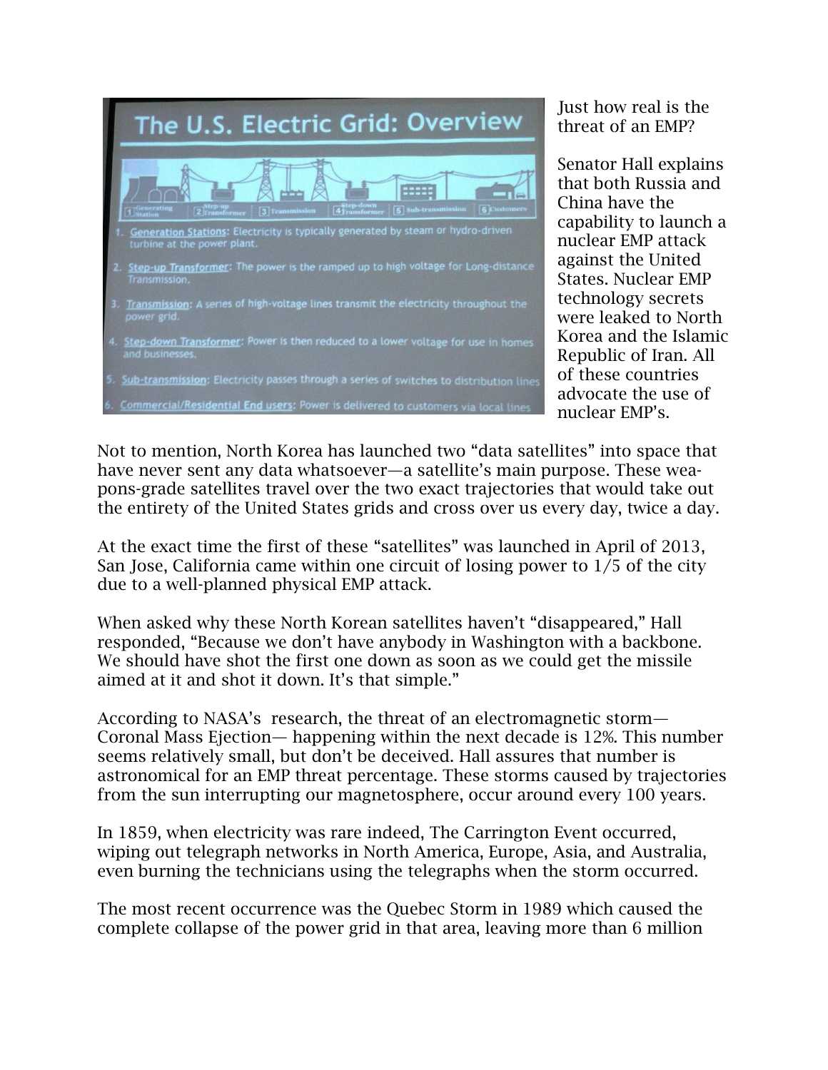## The U.S. Electric Grid: Overview

1 Generating Station | 2 Step-up Transformer | 3 Transmission | 4 Step-down Transformer | 5 Sub-transmission | 6 Customers

1. Generation Stations: Electricity is typically generated by steam or hydro-driven turbine at the power plant.
2. Step-up Transformer: The power is the ramped up to high voltage for Long-distance Transmission.
3. Transmission: A series of high-voltage lines transmit the electricity throughout the power grid.
4. Step-down Transformer: Power is then reduced to a lower voltage for use in homes and businesses.
5. Sub-transmission: Electricity passes through a series of switches to distribution lines
6. Commercial/Residential End users: Power is delivered to customers via local lines

Just how real is the threat of an EMP?

Senator Hall explains that both Russia and China have the capability to launch a nuclear EMP attack against the United States. Nuclear EMP technology secrets were leaked to North Korea and the Islamic Republic of Iran. All of these countries advocate the use of nuclear EMP's.

Not to mention, North Korea has launched two "data satellites" into space that have never sent any data whatsoever—a satellite's main purpose. These weapons-grade satellites travel over the two exact trajectories that would take out the entirety of the United States grids and cross over us every day, twice a day.

At the exact time the first of these "satellites" was launched in April of 2013, San Jose, California came within one circuit of losing power to 1/5 of the city due to a well-planned physical EMP attack.

When asked why these North Korean satellites haven't "disappeared," Hall responded, "Because we don't have anybody in Washington with a backbone. We should have shot the first one down as soon as we could get the missile aimed at it and shot it down. It's that simple."

According to NASA's research, the threat of an electromagnetic storm—Coronal Mass Ejection— happening within the next decade is 12%. This number seems relatively small, but don't be deceived. Hall assures that number is astronomical for an EMP threat percentage. These storms caused by trajectories from the sun interrupting our magnetosphere, occur around every 100 years.

In 1859, when electricity was rare indeed, The Carrington Event occurred, wiping out telegraph networks in North America, Europe, Asia, and Australia, even burning the technicians using the telegraphs when the storm occurred.

The most recent occurrence was the Quebec Storm in 1989 which caused the complete collapse of the power grid in that area, leaving more than 6 million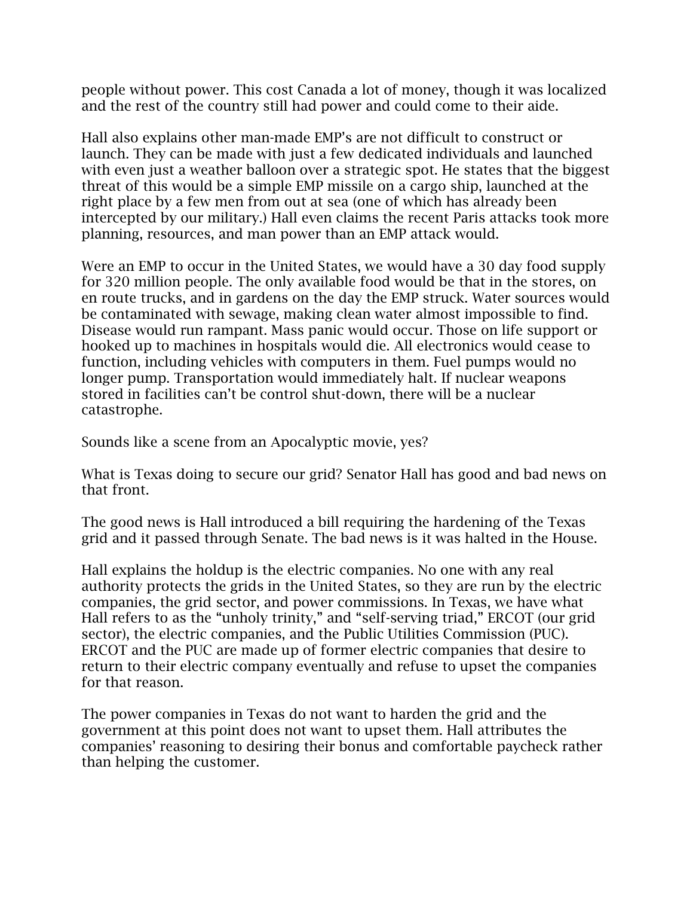people without power. This cost Canada a lot of money, though it was localized and the rest of the country still had power and could come to their aide.

Hall also explains other man-made EMP's are not difficult to construct or launch. They can be made with just a few dedicated individuals and launched with even just a weather balloon over a strategic spot. He states that the biggest threat of this would be a simple EMP missile on a cargo ship, launched at the right place by a few men from out at sea (one of which has already been intercepted by our military.) Hall even claims the recent Paris attacks took more planning, resources, and man power than an EMP attack would.

Were an EMP to occur in the United States, we would have a 30 day food supply for 320 million people. The only available food would be that in the stores, on en route trucks, and in gardens on the day the EMP struck. Water sources would be contaminated with sewage, making clean water almost impossible to find. Disease would run rampant. Mass panic would occur. Those on life support or hooked up to machines in hospitals would die. All electronics would cease to function, including vehicles with computers in them. Fuel pumps would no longer pump. Transportation would immediately halt. If nuclear weapons stored in facilities can't be control shut-down, there will be a nuclear catastrophe.

Sounds like a scene from an Apocalyptic movie, yes?

What is Texas doing to secure our grid? Senator Hall has good and bad news on that front.

The good news is Hall introduced a bill requiring the hardening of the Texas grid and it passed through Senate. The bad news is it was halted in the House.

Hall explains the holdup is the electric companies. No one with any real authority protects the grids in the United States, so they are run by the electric companies, the grid sector, and power commissions. In Texas, we have what Hall refers to as the "unholy trinity," and "self-serving triad," ERCOT (our grid sector), the electric companies, and the Public Utilities Commission (PUC). ERCOT and the PUC are made up of former electric companies that desire to return to their electric company eventually and refuse to upset the companies for that reason.

The power companies in Texas do not want to harden the grid and the government at this point does not want to upset them. Hall attributes the companies' reasoning to desiring their bonus and comfortable paycheck rather than helping the customer.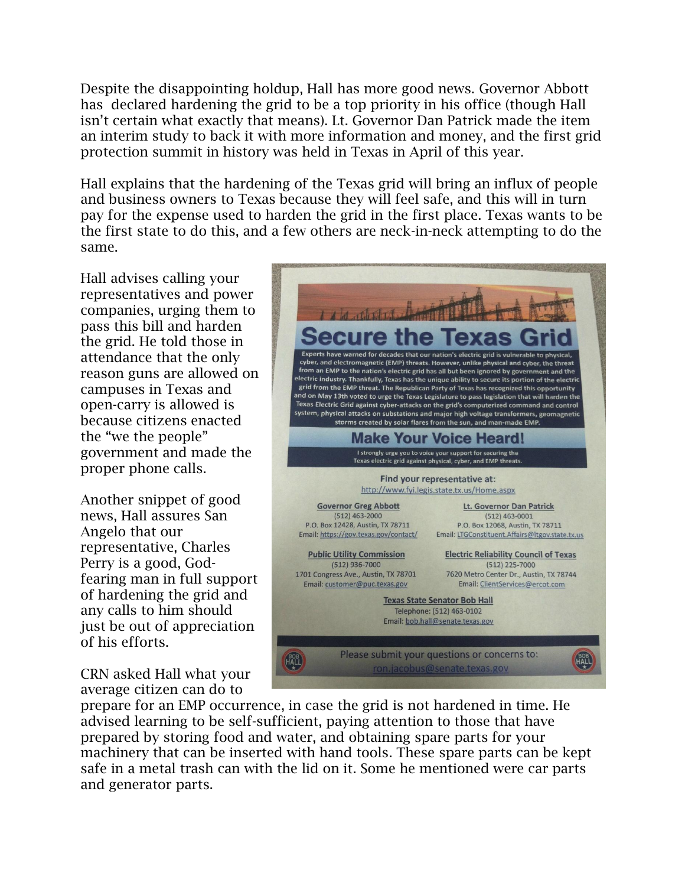Despite the disappointing holdup, Hall has more good news. Governor Abbott has declared hardening the grid to be a top priority in his office (though Hall isn't certain what exactly that means). Lt. Governor Dan Patrick made the item an interim study to back it with more information and money, and the first grid protection summit in history was held in Texas in April of this year.

Hall explains that the hardening of the Texas grid will bring an influx of people and business owners to Texas because they will feel safe, and this will in turn pay for the expense used to harden the grid in the first place. Texas wants to be the first state to do this, and a few others are neck-in-neck attempting to do the same.

Hall advises calling your representatives and power companies, urging them to pass this bill and harden the grid. He told those in attendance that the only reason guns are allowed on campuses in Texas and open-carry is allowed is because citizens enacted the "we the people" government and made the proper phone calls.

Another snippet of good news, Hall assures San Angelo that our representative, Charles Perry is a good, God-fearing man in full support of hardening the grid and any calls to him should just be out of appreciation of his efforts.

## Secure the Texas Grid

Experts have warned for decades that our nation's electric grid is vulnerable to physical, cyber, and electromagnetic (EMP) threats. However, unlike physical and cyber, the threat from an EMP to the nation's electric grid has all but been ignored by government and the electric industry. Thankfully, Texas has the unique ability to secure its portion of the electric grid from the EMP threat. The Republican Party of Texas has recognized this opportunity and on May 13th voted to urge the Texas Legislature to pass legislation that will harden the Texas Electric Grid against cyber-attacks on the grid's computerized command and control system, physical attacks on substations and major high voltage transformers, geomagnetic storms created by solar flares from the sun, and man-made EMP.

### Make Your Voice Heard!

I strongly urge you to voice your support for securing the Texas electric grid against physical, cyber, and EMP threats.

**Find your representative at:**
http://www.fyi.legis.state.tx.us/Home.aspx

**Governor Greg Abbott**
(512) 463-2000
P.O. Box 12428, Austin, TX 78711
Email: https://gov.texas.gov/contact/

**Lt. Governor Dan Patrick**
(512) 463-0001
P.O. Box 12068, Austin, TX 78711
Email: LTGConstituent.Affairs@ltgov.state.tx.us

**Public Utility Commission**
(512) 936-7000
1701 Congress Ave., Austin, TX 78701
Email: customer@puc.texas.gov

**Electric Reliability Council of Texas**
(512) 225-7000
7620 Metro Center Dr., Austin, TX 78744
Email: ClientServices@ercot.com

**Texas State Senator Bob Hall**
Telephone: (512) 463-0102
Email: bob.hall@senate.texas.gov

Please submit your questions or concerns to:
ron.jacobus@senate.texas.gov

CRN asked Hall what your average citizen can do to prepare for an EMP occurrence, in case the grid is not hardened in time. He advised learning to be self-sufficient, paying attention to those that have prepared by storing food and water, and obtaining spare parts for your machinery that can be inserted with hand tools. These spare parts can be kept safe in a metal trash can with the lid on it. Some he mentioned were car parts and generator parts.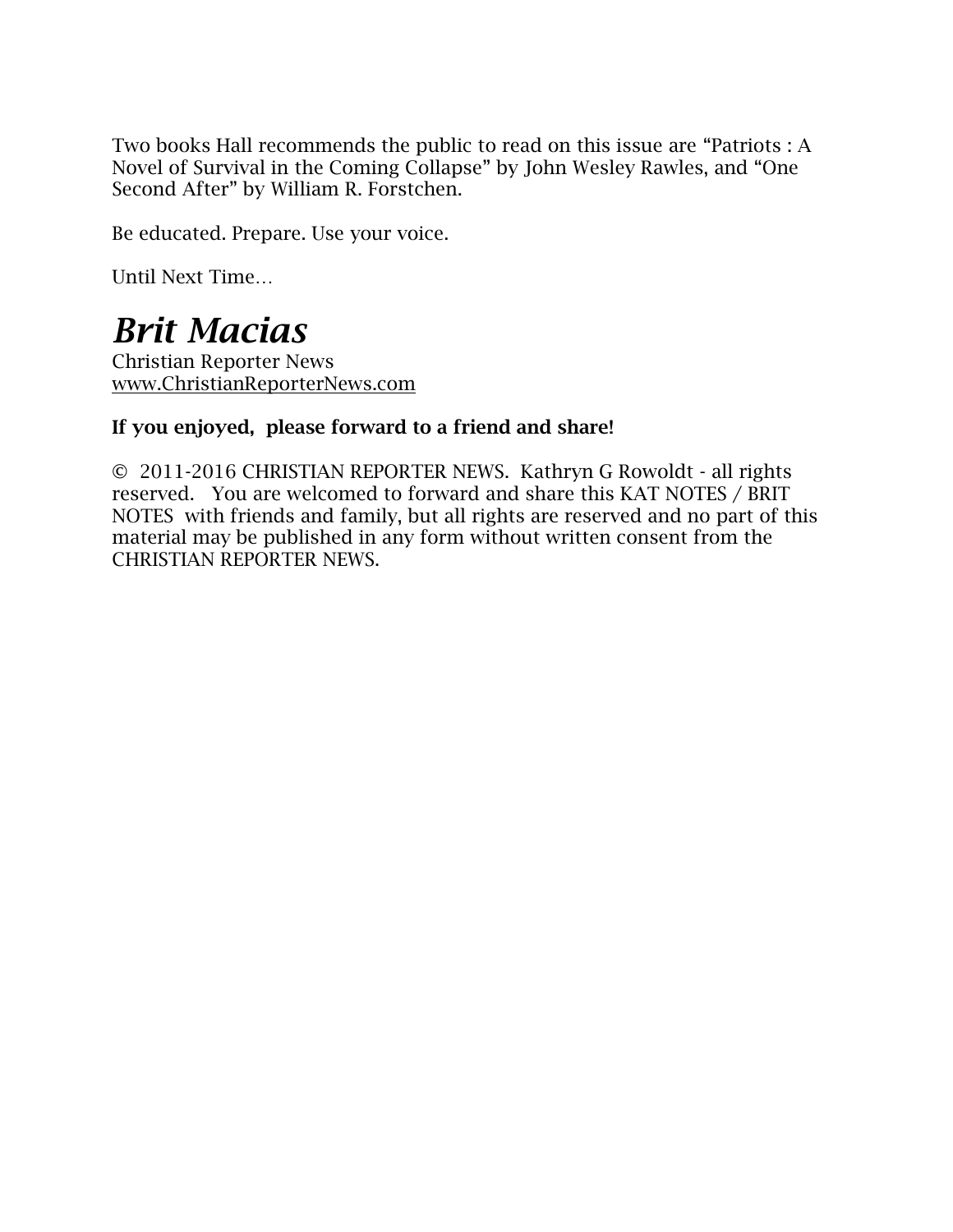Two books Hall recommends the public to read on this issue are “Patriots : A Novel of Survival in the Coming Collapse” by John Wesley Rawles, and “One Second After” by William R. Forstchen.

Be educated. Prepare. Use your voice.

Until Next Time…

***Brit Macias***

Christian Reporter News
www.ChristianReporterNews.com

**If you enjoyed, please forward to a friend and share!**

© 2011-2016 CHRISTIAN REPORTER NEWS. Kathryn G Rowoldt - all rights reserved. You are welcomed to forward and share this KAT NOTES / BRIT NOTES with friends and family, but all rights are reserved and no part of this material may be published in any form without written consent from the CHRISTIAN REPORTER NEWS.